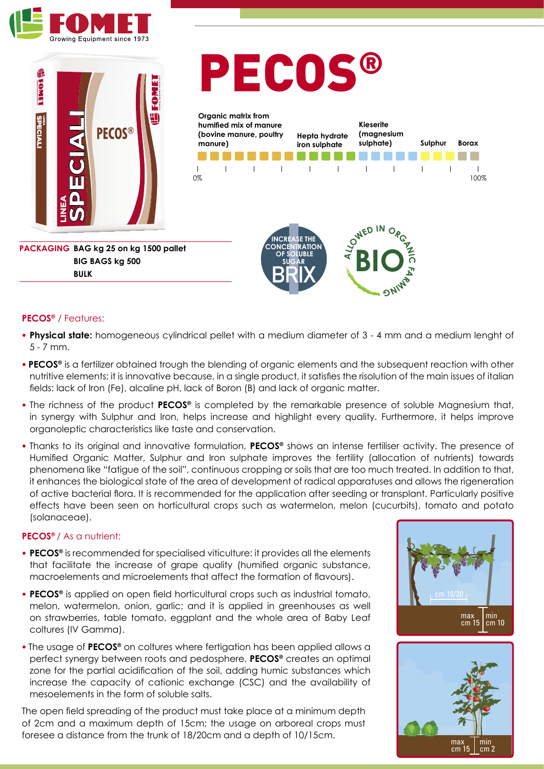# PECOS®

**Organic matrix from humified mix of manure (bovine manure, poultry manure)** | **Hepta hydrate iron sulphate** | **Kieserite (magnesium sulphate)** | **Sulphur** | **Borax**

0% — 100%

**PACKAGING** **BAG kg 25 on kg 1500 pallet**
**BIG BAGS kg 500**
**BULK**

INCREASE THE CONCENTRATION OF SOLUBLE SUGAR BRIX

ALLOWED IN ORGANIC FARMING BIO

## PECOS® / Features:

- **Physical state:** homogeneous cylindrical pellet with a medium diameter of 3 - 4 mm and a medium lenght of 5 - 7 mm.
- **PECOS®** is a fertilizer obtained trough the blending of organic elements and the subsequent reaction with other nutritive elements; it is innovative because, in a single product, it satisfies the risolution of the main issues of italian fields: lack of Iron (Fe), alcaline pH, lack of Boron (B) and lack of organic matter.
- The richness of the product **PECOS®** is completed by the remarkable presence of soluble Magnesium that, in synergy with Sulphur and Iron, helps increase and highlight every quality. Furthermore, it helps improve organoleptic characteristics like taste and conservation.
- Thanks to its original and innovative formulation, **PECOS®** shows an intense fertiliser activity. The presence of Humified Organic Matter, Sulphur and Iron sulphate improves the fertility (allocation of nutrients) towards phenomena like "fatigue of the soil", continuous cropping or soils that are too much treated. In addition to that, it enhances the biological state of the area of development of radical apparatuses and allows the rigeneration of active bacterial flora. It is recommended for the application after seeding or transplant. Particularly positive effects have been seen on horticultural crops such as watermelon, melon (cucurbits), tomato and potato (solanaceae).

## PECOS® / As a nutrient:

- **PECOS®** is recommended for specialised viticulture: it provides all the elements that facilitate the increase of grape quality (humified organic substance, macroelements and microelements that affect the formation of flavours).
- **PECOS®** is applied on open field horticultural crops such as industrial tomato, melon, watermelon, onion, garlic; and it is applied in greenhouses as well on strawberries, table tomato, eggplant and the whole area of Baby Leaf coltures (IV Gamma).
- The usage of **PECOS®** on coltures where fertigation has been applied allows a perfect synergy between roots and pedosphere. **PECOS®** creates an optimal zone for the partial acidification of the soil, adding humic substances which increase the capacity of cationic exchange (CSC) and the availability of mesoelements in the form of soluble salts.

The open field spreading of the product must take place at a minimum depth of 2cm and a maximum depth of 15cm; the usage on arboreal crops must foresee a distance from the trunk of 18/20cm and a depth of 10/15cm.

cm 18/20 — max cm 15 — min cm 10

max cm 15 — min cm 2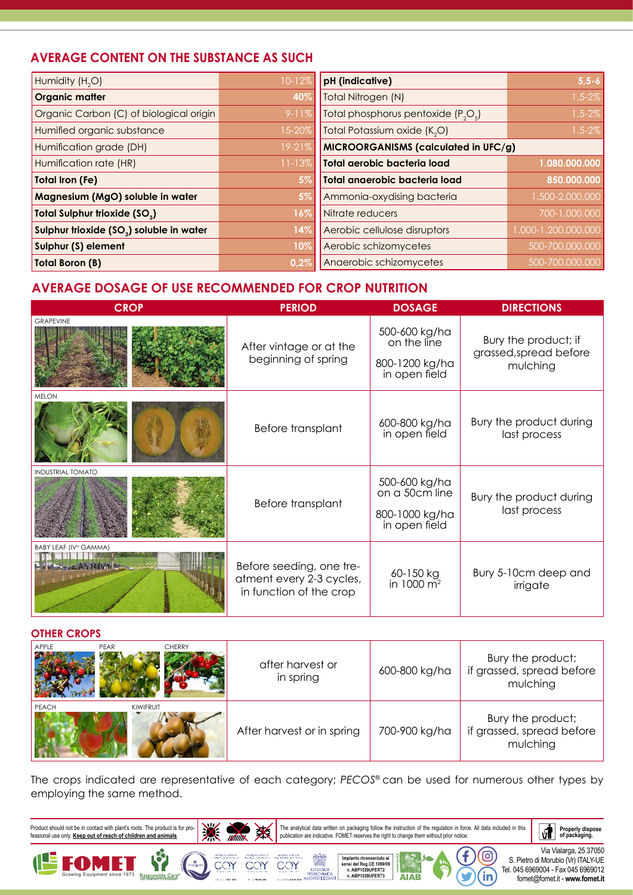## AVERAGE CONTENT ON THE SUBSTANCE AS SUCH

| | |
|---|---|
| Humidity ($H_2O$) | 10-12% |
| **Organic matter** | **40%** |
| Organic Carbon (C) of biological origin | 9-11% |
| Humified organic substance | 15-20% |
| Humification grade (DH) | 19-21% |
| Humification rate (HR) | 11-13% |
| **Total Iron (Fe)** | **5%** |
| **Magnesium (MgO) soluble in water** | **5%** |
| **Total Sulphur trioxide ($SO_3$)** | **16%** |
| **Sulphur trioxide ($SO_3$) soluble in water** | **14%** |
| **Sulphur (S) element** | **10%** |
| **Total Boron (B)** | **0,2%** |

| | |
|---|---|
| **pH (indicative)** | **5,5-6** |
| Total Nitrogen (N) | 1,5-2% |
| Total phosphorus pentoxide ($P_2O_5$) | 1,5-2% |
| Total Potassium oxide ($K_2O$) | 1,5-2% |
| **MICROORGANISMS (calculated in UFC/g)** | |
| **Total aerobic bacteria load** | **1.080.000.000** |
| **Total anaerobic bacteria load** | **850.000.000** |
| Ammonia-oxydising bacteria | 1.500-2.000.000 |
| Nitrate reducers | 700-1.000.000 |
| Aerobic cellulose disruptors | 1.000-1.200.000.000 |
| Aerobic schizomycetes | 500-700.000.000 |
| Anaerobic schizomycetes | 500-700.000.000 |

## AVERAGE DOSAGE OF USE RECOMMENDED FOR CROP NUTRITION

| CROP | PERIOD | DOSAGE | DIRECTIONS |
|---|---|---|---|
| GRAPEVINE | After vintage or at the beginning of spring | 500-600 kg/ha on the line<br>800-1200 kg/ha in open field | Bury the product; if grassed,spread before mulching |
| MELON | Before transplant | 600-800 kg/ha in open field | Bury the product during last process |
| INDUSTRIAL TOMATO | Before transplant | 500-600 kg/ha on a 50cm line<br>800-1000 kg/ha in open field | Bury the product during last process |
| BABY LEAF (IV^a GAMMA) | Before seeding, one treatment every 2-3 cycles, in function of the crop | 60-150 kg in 1000 $m^2$ | Bury 5-10cm deep and irrigate |

### OTHER CROPS

| | | | |
|---|---|---|---|
| APPLE, PEAR, CHERRY | after harvest or in spring | 600-800 kg/ha | Bury the product; if grassed, spread before mulching |
| PEACH, KIWIFRUIT | After harvest or in spring | 700-900 kg/ha | Bury the product; if grassed, spread before mulching |

The crops indicated are representative of each category; *PECOS*® can be used for numerous other types by employing the same method.

Product should not be in contact with plant's roots. The product is for professional use only. **Keep out of reach of children and animals**

The analytical data written on packaging follow the instruction of the regulation in force. All data included in this publication are indicative. FOMET reserves the right to change them without prior notice.

**Properly dispose of packaging.**

FOMET Growing Equipment since 1973

Impianto riconosciuto ai sensi del Reg.CE 1069/09 n. ABP1029UFERT2 n. ABP1029UFERT3

Via Vialarga, 25 37050
S. Pietro di Morubio (Vr) ITALY-UE
Tel. 045 6969004 - Fax 045 6969012
fomet@fomet.it - **www.fomet.it**